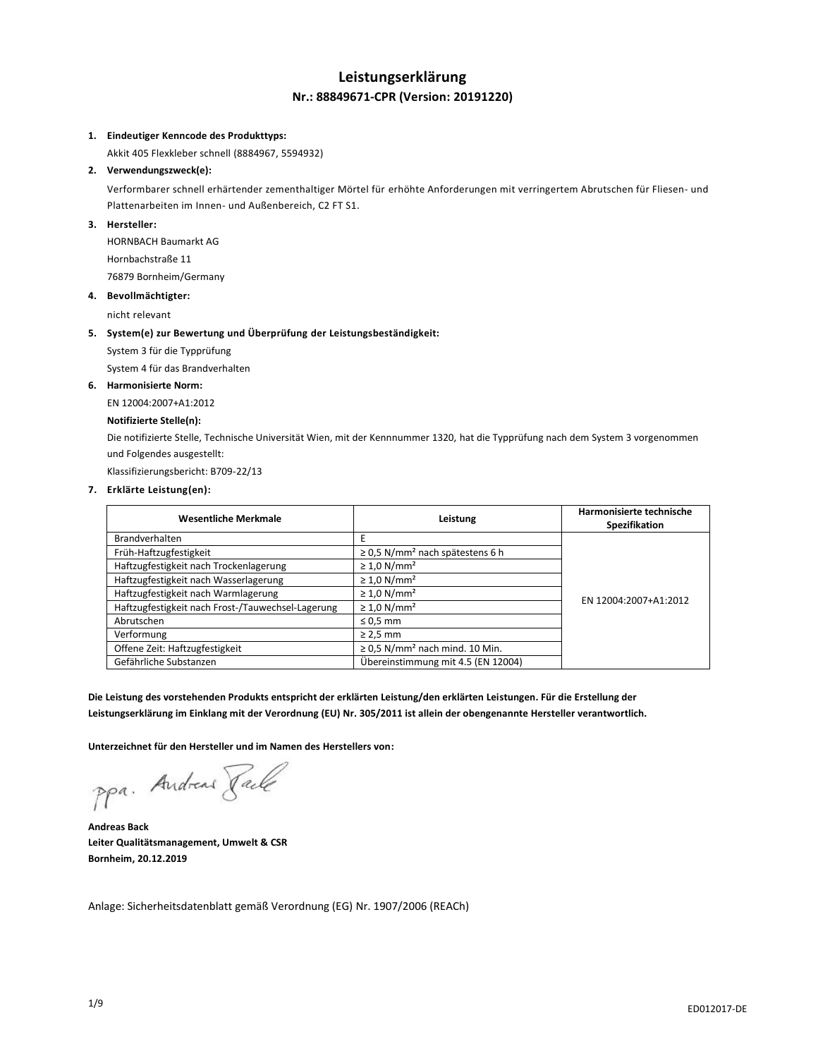# Leistungserklärung

## Nr.: 88849671-CPR (Version: 20191220)

1. **Eindeutiger Kenncode des Produkttyps:**
   Akkit 405 Flexkleber schnell (8884967, 5594932)

2. **Verwendungszweck(e):**
   Verformbarer schnell erhärtender zementhaltiger Mörtel für erhöhte Anforderungen mit verringertem Abrutschen für Fliesen- und Plattenarbeiten im Innen- und Außenbereich, C2 FT S1.

3. **Hersteller:**
   HORNBACH Baumarkt AG
   Hornbachstraße 11
   76879 Bornheim/Germany

4. **Bevollmächtigter:**
   nicht relevant

5. **System(e) zur Bewertung und Überprüfung der Leistungsbeständigkeit:**
   System 3 für die Typprüfung
   System 4 für das Brandverhalten

6. **Harmonisierte Norm:**
   EN 12004:2007+A1:2012

   **Notifizierte Stelle(n):**
   Die notifizierte Stelle, Technische Universität Wien, mit der Kennnummer 1320, hat die Typprüfung nach dem System 3 vorgenommen und Folgendes ausgestellt:
   Klassifizierungsbericht: B709-22/13

7. **Erklärte Leistung(en):**

| Wesentliche Merkmale | Leistung | Harmonisierte technische Spezifikation |
|---|---|---|
| Brandverhalten | E | EN 12004:2007+A1:2012 |
| Früh-Haftzugfestigkeit | ≥ 0,5 N/mm² nach spätestens 6 h | |
| Haftzugfestigkeit nach Trockenlagerung | ≥ 1,0 N/mm² | |
| Haftzugfestigkeit nach Wasserlagerung | ≥ 1,0 N/mm² | |
| Haftzugfestigkeit nach Warmlagerung | ≥ 1,0 N/mm² | |
| Haftzugfestigkeit nach Frost-/Tauwechsel-Lagerung | ≥ 1,0 N/mm² | |
| Abrutschen | ≤ 0,5 mm | |
| Verformung | ≥ 2,5 mm | |
| Offene Zeit: Haftzugfestigkeit | ≥ 0,5 N/mm² nach mind. 10 Min. | |
| Gefährliche Substanzen | Übereinstimmung mit 4.5 (EN 12004) | |

**Die Leistung des vorstehenden Produkts entspricht der erklärten Leistung/den erklärten Leistungen. Für die Erstellung der Leistungserklärung im Einklang mit der Verordnung (EU) Nr. 305/2011 ist allein der obengenannte Hersteller verantwortlich.**

**Unterzeichnet für den Hersteller und im Namen des Herstellers von:**

ppa. Andreas Back

**Andreas Back**
**Leiter Qualitätsmanagement, Umwelt & CSR**
**Bornheim, 20.12.2019**

Anlage: Sicherheitsdatenblatt gemäß Verordnung (EG) Nr. 1907/2006 (REACh)

ED012017-DE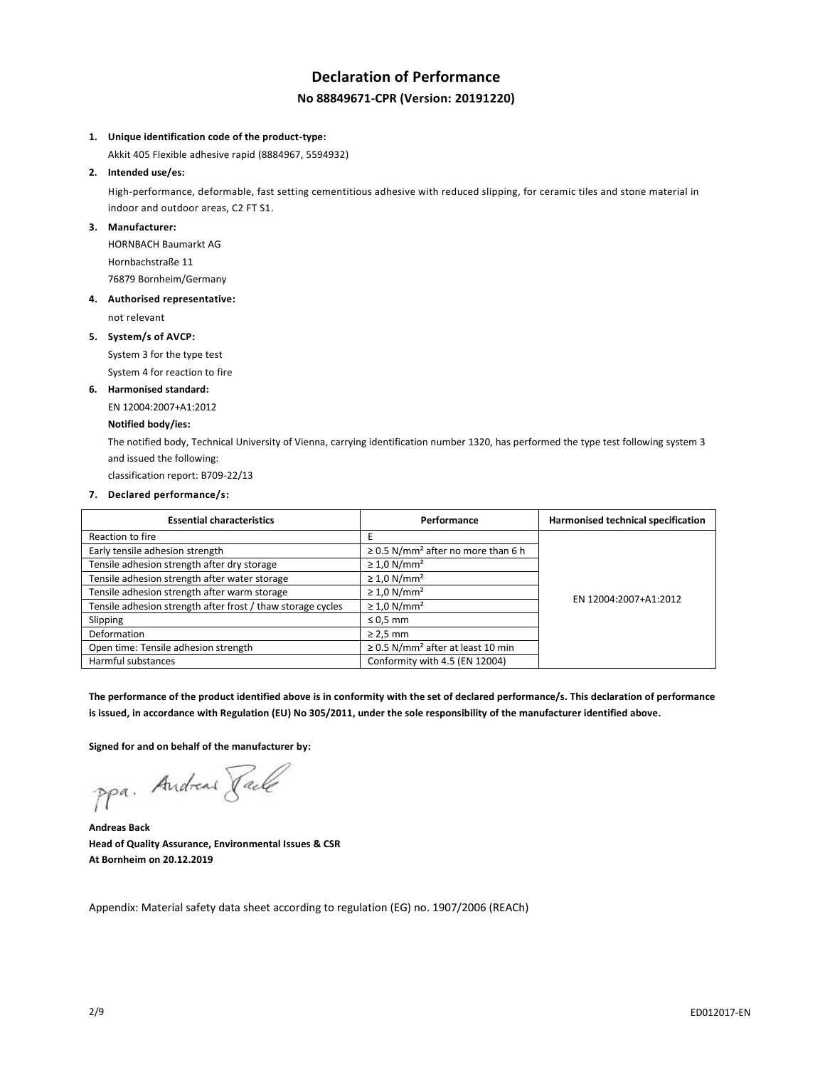# Declaration of Performance

## No 88849671-CPR (Version: 20191220)

1. **Unique identification code of the product-type:**

   Akkit 405 Flexible adhesive rapid (8884967, 5594932)

2. **Intended use/es:**

   High-performance, deformable, fast setting cementitious adhesive with reduced slipping, for ceramic tiles and stone material in indoor and outdoor areas, C2 FT S1.

3. **Manufacturer:**

   HORNBACH Baumarkt AG
   Hornbachstraße 11
   76879 Bornheim/Germany

4. **Authorised representative:**

   not relevant

5. **System/s of AVCP:**

   System 3 for the type test
   System 4 for reaction to fire

6. **Harmonised standard:**

   EN 12004:2007+A1:2012

   **Notified body/ies:**

   The notified body, Technical University of Vienna, carrying identification number 1320, has performed the type test following system 3 and issued the following:
   classification report: B709-22/13

7. **Declared performance/s:**

| Essential characteristics | Performance | Harmonised technical specification |
|---|---|---|
| Reaction to fire | E | EN 12004:2007+A1:2012 |
| Early tensile adhesion strength | ≥ 0.5 N/mm² after no more than 6 h | |
| Tensile adhesion strength after dry storage | ≥ 1,0 N/mm² | |
| Tensile adhesion strength after water storage | ≥ 1,0 N/mm² | |
| Tensile adhesion strength after warm storage | ≥ 1,0 N/mm² | |
| Tensile adhesion strength after frost / thaw storage cycles | ≥ 1,0 N/mm² | |
| Slipping | ≤ 0,5 mm | |
| Deformation | ≥ 2,5 mm | |
| Open time: Tensile adhesion strength | ≥ 0.5 N/mm² after at least 10 min | |
| Harmful substances | Conformity with 4.5 (EN 12004) | |

**The performance of the product identified above is in conformity with the set of declared performance/s. This declaration of performance is issued, in accordance with Regulation (EU) No 305/2011, under the sole responsibility of the manufacturer identified above.**

**Signed for and on behalf of the manufacturer by:**

ppa. Andreas Back

**Andreas Back**
**Head of Quality Assurance, Environmental Issues & CSR**
**At Bornheim on 20.12.2019**

Appendix: Material safety data sheet according to regulation (EG) no. 1907/2006 (REACh)

ED012017-EN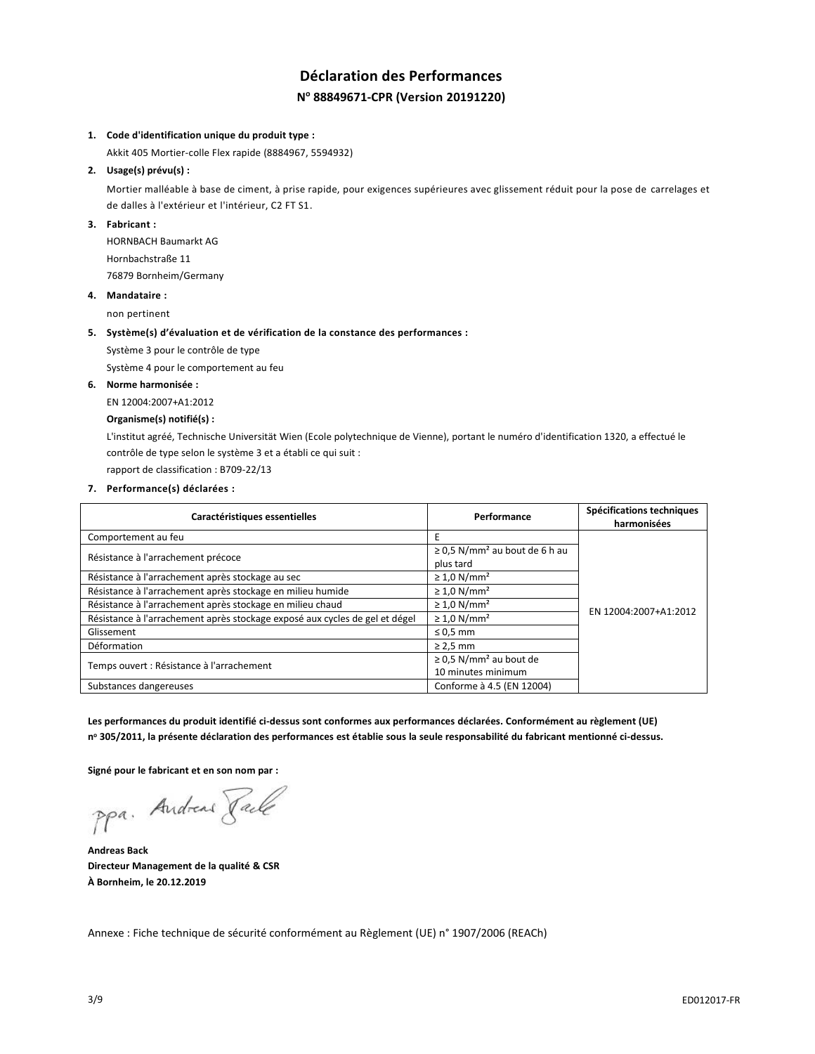# Déclaration des Performances

## N° 88849671-CPR (Version 20191220)

1. **Code d'identification unique du produit type :**

   Akkit 405 Mortier-colle Flex rapide (8884967, 5594932)

2. **Usage(s) prévu(s) :**

   Mortier malléable à base de ciment, à prise rapide, pour exigences supérieures avec glissement réduit pour la pose de carrelages et de dalles à l'extérieur et l'intérieur, C2 FT S1.

3. **Fabricant :**

   HORNBACH Baumarkt AG
   Hornbachstraße 11
   76879 Bornheim/Germany

4. **Mandataire :**

   non pertinent

5. **Système(s) d'évaluation et de vérification de la constance des performances :**

   Système 3 pour le contrôle de type
   Système 4 pour le comportement au feu

6. **Norme harmonisée :**

   EN 12004:2007+A1:2012

   **Organisme(s) notifié(s) :**

   L'institut agréé, Technische Universität Wien (Ecole polytechnique de Vienne), portant le numéro d'identification 1320, a effectué le contrôle de type selon le système 3 et a établi ce qui suit :
   rapport de classification : B709-22/13

7. **Performance(s) déclarées :**

| Caractéristiques essentielles | Performance | Spécifications techniques harmonisées |
|---|---|---|
| Comportement au feu | E | EN 12004:2007+A1:2012 |
| Résistance à l'arrachement précoce | ≥ 0,5 N/mm² au bout de 6 h au plus tard | |
| Résistance à l'arrachement après stockage au sec | ≥ 1,0 N/mm² | |
| Résistance à l'arrachement après stockage en milieu humide | ≥ 1,0 N/mm² | |
| Résistance à l'arrachement après stockage en milieu chaud | ≥ 1,0 N/mm² | |
| Résistance à l'arrachement après stockage exposé aux cycles de gel et dégel | ≥ 1,0 N/mm² | |
| Glissement | ≤ 0,5 mm | |
| Déformation | ≥ 2,5 mm | |
| Temps ouvert : Résistance à l'arrachement | ≥ 0,5 N/mm² au bout de 10 minutes minimum | |
| Substances dangereuses | Conforme à 4.5 (EN 12004) | |

**Les performances du produit identifié ci-dessus sont conformes aux performances déclarées. Conformément au règlement (UE) nº 305/2011, la présente déclaration des performances est établie sous la seule responsabilité du fabricant mentionné ci-dessus.**

**Signé pour le fabricant et en son nom par :**

ppa. Andreas Back

**Andreas Back**
**Directeur Management de la qualité & CSR**
**À Bornheim, le 20.12.2019**

Annexe : Fiche technique de sécurité conformément au Règlement (UE) n° 1907/2006 (REACh)

ED012017-FR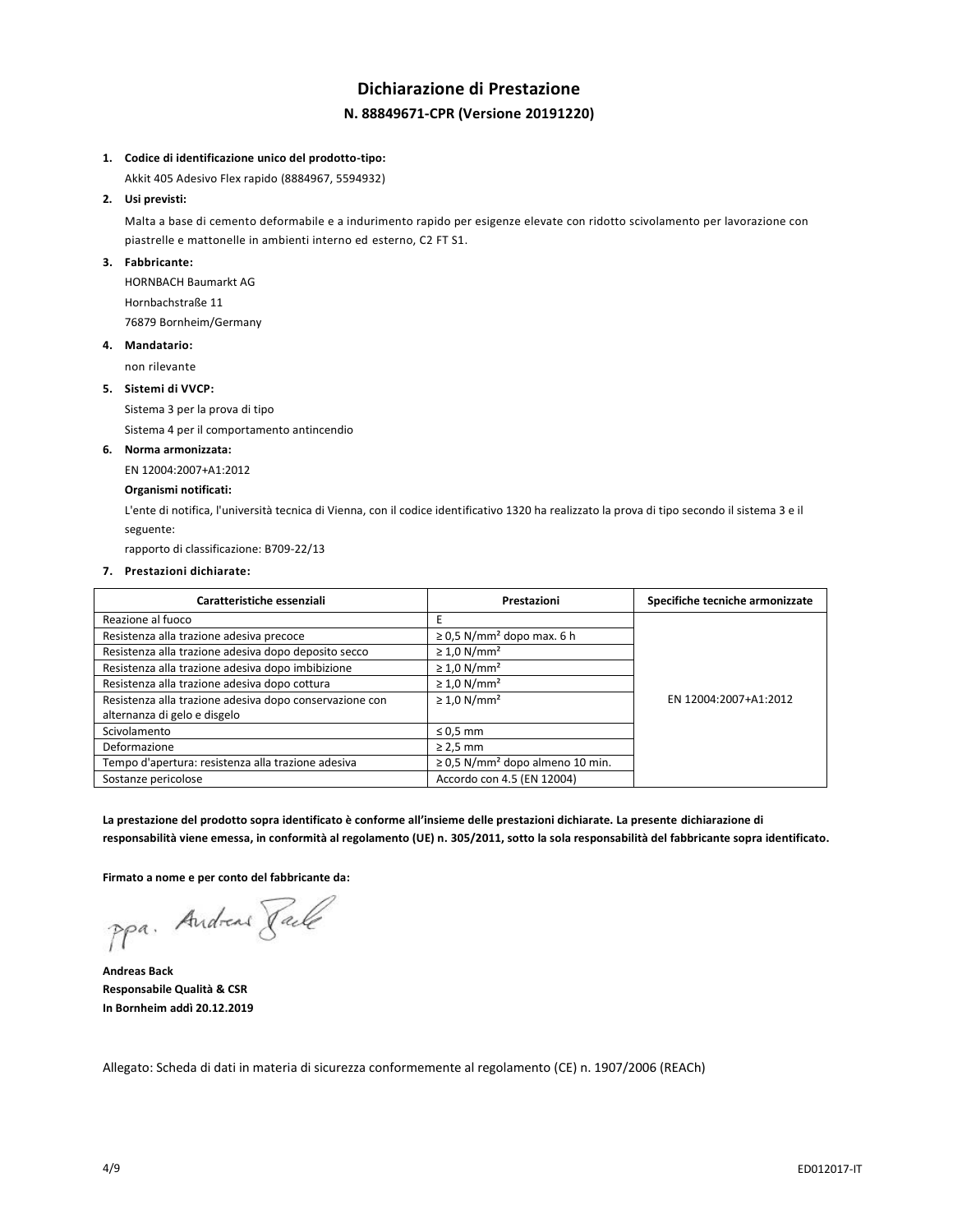# Dichiarazione di Prestazione

## N. 88849671-CPR (Versione 20191220)

1. **Codice di identificazione unico del prodotto-tipo:**

   Akkit 405 Adesivo Flex rapido (8884967, 5594932)

2. **Usi previsti:**

   Malta a base di cemento deformabile e a indurimento rapido per esigenze elevate con ridotto scivolamento per lavorazione con piastrelle e mattonelle in ambienti interno ed esterno, C2 FT S1.

3. **Fabbricante:**

   HORNBACH Baumarkt AG
   Hornbachstraße 11
   76879 Bornheim/Germany

4. **Mandatario:**

   non rilevante

5. **Sistemi di VVCP:**

   Sistema 3 per la prova di tipo
   Sistema 4 per il comportamento antincendio

6. **Norma armonizzata:**

   EN 12004:2007+A1:2012

   **Organismi notificati:**

   L'ente di notifica, l'università tecnica di Vienna, con il codice identificativo 1320 ha realizzato la prova di tipo secondo il sistema 3 e il seguente:
   rapporto di classificazione: B709-22/13

7. **Prestazioni dichiarate:**

| Caratteristiche essenziali | Prestazioni | Specifiche tecniche armonizzate |
|---|---|---|
| Reazione al fuoco | E | EN 12004:2007+A1:2012 |
| Resistenza alla trazione adesiva precoce | ≥ 0,5 N/mm² dopo max. 6 h | |
| Resistenza alla trazione adesiva dopo deposito secco | ≥ 1,0 N/mm² | |
| Resistenza alla trazione adesiva dopo imbibizione | ≥ 1,0 N/mm² | |
| Resistenza alla trazione adesiva dopo cottura | ≥ 1,0 N/mm² | |
| Resistenza alla trazione adesiva dopo conservazione con alternanza di gelo e disgelo | ≥ 1,0 N/mm² | |
| Scivolamento | ≤ 0,5 mm | |
| Deformazione | ≥ 2,5 mm | |
| Tempo d'apertura: resistenza alla trazione adesiva | ≥ 0,5 N/mm² dopo almeno 10 min. | |
| Sostanze pericolose | Accordo con 4.5 (EN 12004) | |

**La prestazione del prodotto sopra identificato è conforme all'insieme delle prestazioni dichiarate. La presente dichiarazione di responsabilità viene emessa, in conformità al regolamento (UE) n. 305/2011, sotto la sola responsabilità del fabbricante sopra identificato.**

**Firmato a nome e per conto del fabbricante da:**

ppa. Andreas Back

**Andreas Back**
**Responsabile Qualità & CSR**
**In Bornheim addì 20.12.2019**

Allegato: Scheda di dati in materia di sicurezza conformemente al regolamento (CE) n. 1907/2006 (REACh)

ED012017-IT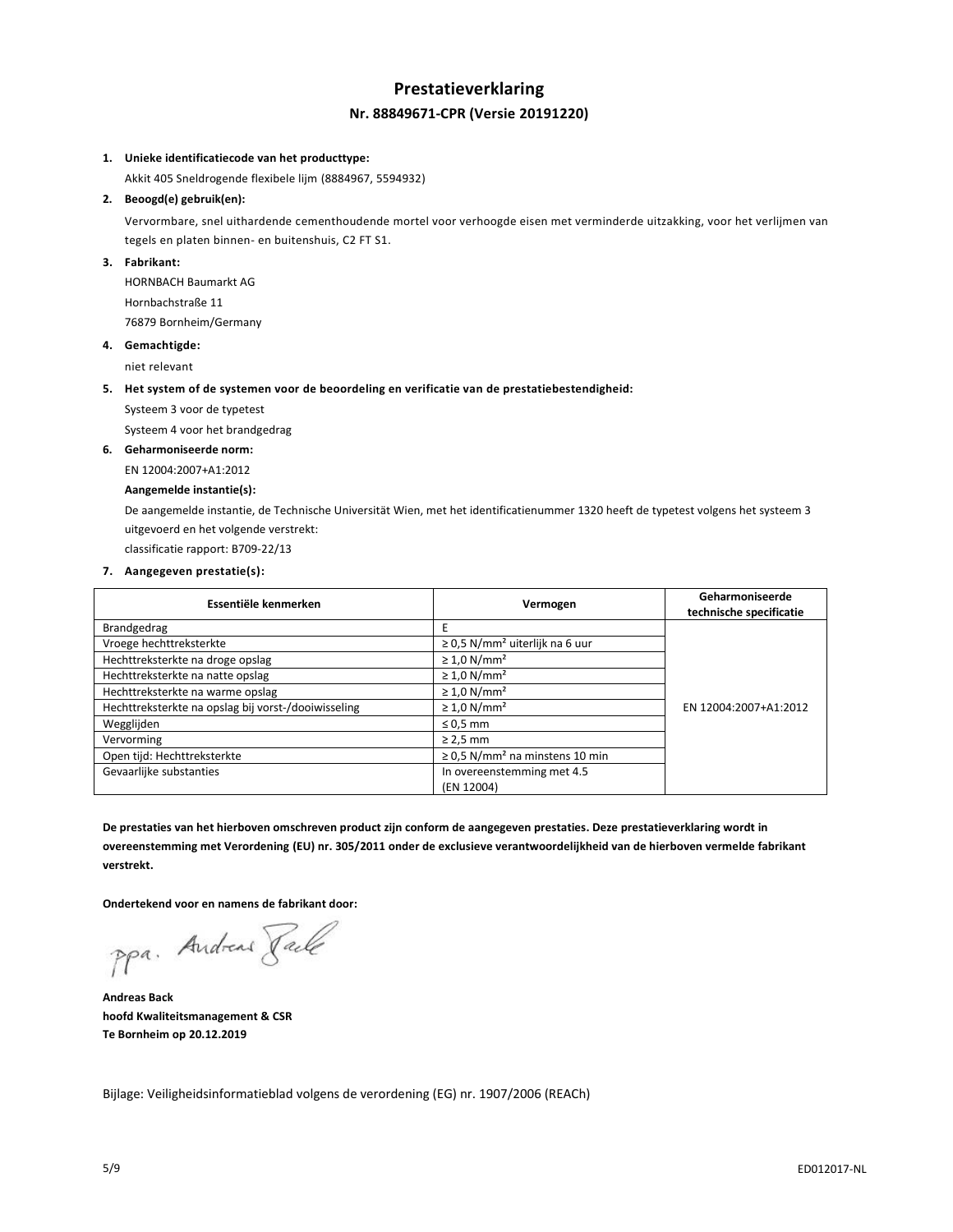# Prestatieverklaring

## Nr. 88849671-CPR (Versie 20191220)

1. **Unieke identificatiecode van het producttype:**

   Akkit 405 Sneldrogende flexibele lijm (8884967, 5594932)

2. **Beoogd(e) gebruik(en):**

   Vervormbare, snel uithardende cementhoudende mortel voor verhoogde eisen met verminderde uitzakking, voor het verlijmen van tegels en platen binnen- en buitenshuis, C2 FT S1.

3. **Fabrikant:**

   HORNBACH Baumarkt AG
   Hornbachstraße 11
   76879 Bornheim/Germany

4. **Gemachtigde:**

   niet relevant

5. **Het system of de systemen voor de beoordeling en verificatie van de prestatiebestendigheid:**

   Systeem 3 voor de typetest
   Systeem 4 voor het brandgedrag

6. **Geharmoniseerde norm:**

   EN 12004:2007+A1:2012

   **Aangemelde instantie(s):**

   De aangemelde instantie, de Technische Universität Wien, met het identificatienummer 1320 heeft de typetest volgens het systeem 3 uitgevoerd en het volgende verstrekt:
   classificatie rapport: B709-22/13

7. **Aangegeven prestatie(s):**

| Essentiële kenmerken | Vermogen | Geharmoniseerde technische specificatie |
|---|---|---|
| Brandgedrag | E | EN 12004:2007+A1:2012 |
| Vroege hechttreksterkte | ≥ 0,5 N/mm² uiterlijk na 6 uur | |
| Hechttreksterkte na droge opslag | ≥ 1,0 N/mm² | |
| Hechttreksterkte na natte opslag | ≥ 1,0 N/mm² | |
| Hechttreksterkte na warme opslag | ≥ 1,0 N/mm² | |
| Hechttreksterkte na opslag bij vorst-/dooiwisseling | ≥ 1,0 N/mm² | |
| Wegglijden | ≤ 0,5 mm | |
| Vervorming | ≥ 2,5 mm | |
| Open tijd: Hechttreksterkte | ≥ 0,5 N/mm² na minstens 10 min | |
| Gevaarlijke substanties | In overeenstemming met 4.5 (EN 12004) | |

**De prestaties van het hierboven omschreven product zijn conform de aangegeven prestaties. Deze prestatieverklaring wordt in overeenstemming met Verordening (EU) nr. 305/2011 onder de exclusieve verantwoordelijkheid van de hierboven vermelde fabrikant verstrekt.**

**Ondertekend voor en namens de fabrikant door:**

ppa. Andreas Back

**Andreas Back**
**hoofd Kwaliteitsmanagement & CSR**
**Te Bornheim op 20.12.2019**

Bijlage: Veiligheidsinformatieblad volgens de verordening (EG) nr. 1907/2006 (REACh)

ED012017-NL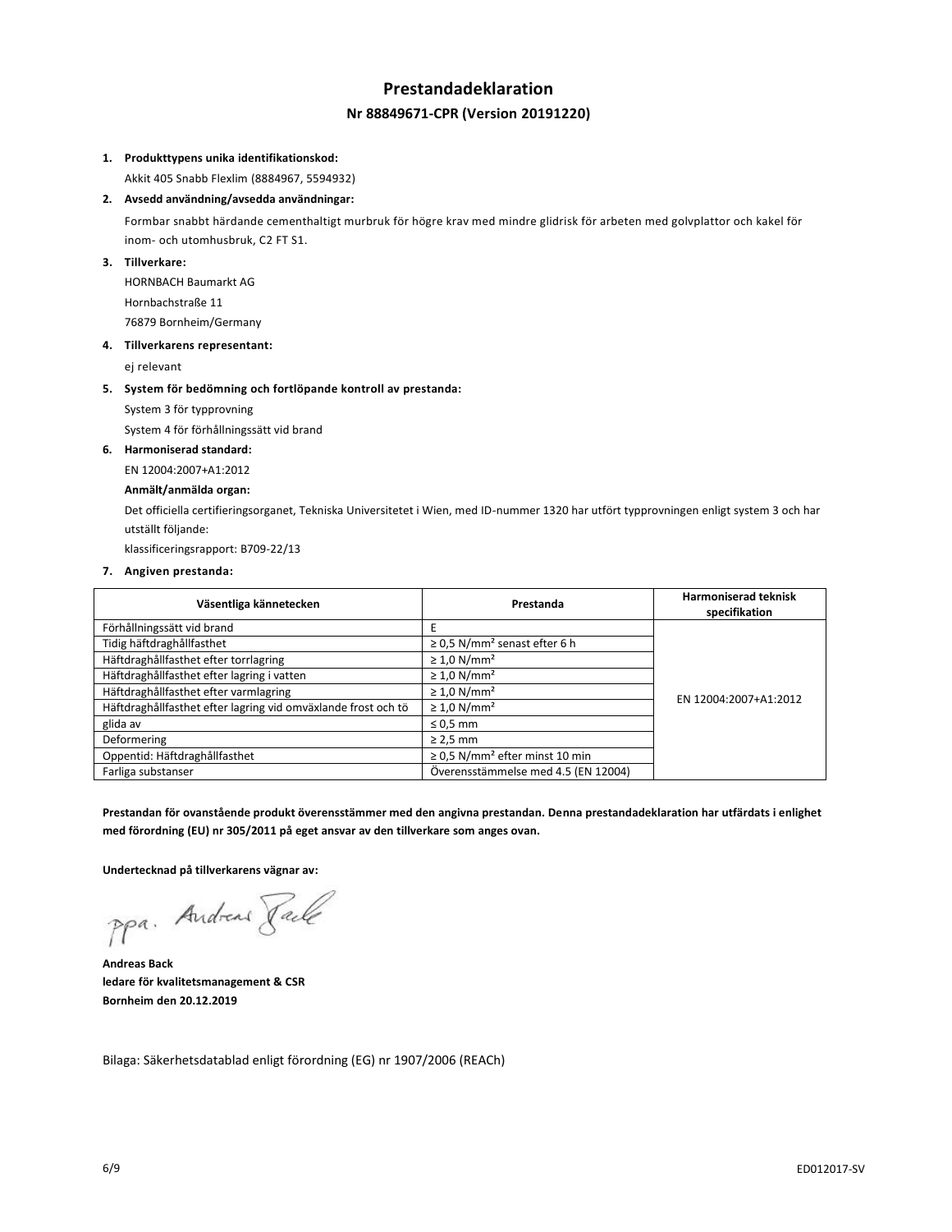# Prestandadeklaration

## Nr 88849671-CPR (Version 20191220)

1. **Produkttypens unika identifikationskod:**

   Akkit 405 Snabb Flexlim (8884967, 5594932)

2. **Avsedd användning/avsedda användningar:**

   Formbar snabbt härdande cementhaltigt murbruk för högre krav med mindre glidrisk för arbeten med golvplattor och kakel för inom- och utomhusbruk, C2 FT S1.

3. **Tillverkare:**

   HORNBACH Baumarkt AG
   Hornbachstraße 11
   76879 Bornheim/Germany

4. **Tillverkarens representant:**

   ej relevant

5. **System för bedömning och fortlöpande kontroll av prestanda:**

   System 3 för typprovning
   System 4 för förhållningssätt vid brand

6. **Harmoniserad standard:**

   EN 12004:2007+A1:2012

   **Anmält/anmälda organ:**

   Det officiella certifieringsorganet, Tekniska Universitetet i Wien, med ID-nummer 1320 har utfört typprovningen enligt system 3 och har utställt följande:
   klassificeringsrapport: B709-22/13

7. **Angiven prestanda:**

| Väsentliga kännetecken | Prestanda | Harmoniserad teknisk specifikation |
|---|---|---|
| Förhållningssätt vid brand | E | EN 12004:2007+A1:2012 |
| Tidig häftdraghållfasthet | ≥ 0,5 N/mm² senast efter 6 h | |
| Häftdraghållfasthet efter torrlagring | ≥ 1,0 N/mm² | |
| Häftdraghållfasthet efter lagring i vatten | ≥ 1,0 N/mm² | |
| Häftdraghållfasthet efter varmlagring | ≥ 1,0 N/mm² | |
| Häftdraghållfasthet efter lagring vid omväxlande frost och tö | ≥ 1,0 N/mm² | |
| glida av | ≤ 0,5 mm | |
| Deformering | ≥ 2,5 mm | |
| Oppentid: Häftdraghållfasthet | ≥ 0,5 N/mm² efter minst 10 min | |
| Farliga substanser | Överensstämmelse med 4.5 (EN 12004) | |

**Prestandan för ovanstående produkt överensstämmer med den angivna prestandan. Denna prestandadeklaration har utfärdats i enlighet med förordning (EU) nr 305/2011 på eget ansvar av den tillverkare som anges ovan.**

**Undertecknad på tillverkarens vägnar av:**

ppa. Andreas Back

**Andreas Back**
**ledare för kvalitetsmanagement & CSR**
**Bornheim den 20.12.2019**

Bilaga: Säkerhetsdatablad enligt förordning (EG) nr 1907/2006 (REACh)

ED012017-SV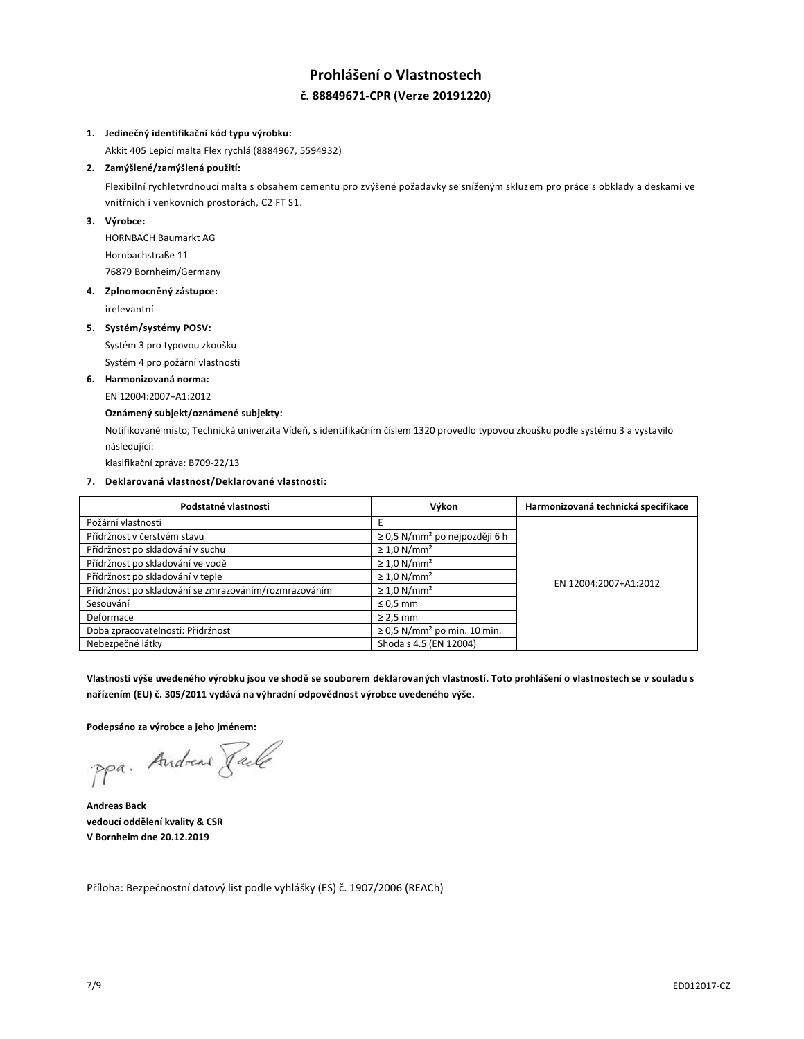# Prohlášení o Vlastnostech

## č. 88849671-CPR (Verze 20191220)

1. **Jedinečný identifikační kód typu výrobku:**

   Akkit 405 Lepicí malta Flex rychlá (8884967, 5594932)

2. **Zamýšlené/zamýšlená použití:**

   Flexibilní rychletvrdnoucí malta s obsahem cementu pro zvýšené požadavky se sníženým skluzem pro práce s obklady a deskami ve vnitřních i venkovních prostorách, C2 FT S1.

3. **Výrobce:**

   HORNBACH Baumarkt AG
   Hornbachstraße 11
   76879 Bornheim/Germany

4. **Zplnomocněný zástupce:**

   irelevantní

5. **Systém/systémy POSV:**

   Systém 3 pro typovou zkoušku
   Systém 4 pro požární vlastnosti

6. **Harmonizovaná norma:**

   EN 12004:2007+A1:2012

   **Oznámený subjekt/oznámené subjekty:**

   Notifikované místo, Technická univerzita Vídeň, s identifikačním číslem 1320 provedlo typovou zkoušku podle systému 3 a vystavilo následující:
   klasifikační zpráva: B709-22/13

7. **Deklarovaná vlastnost/Deklarované vlastnosti:**

| Podstatné vlastnosti | Výkon | Harmonizovaná technická specifikace |
|---|---|---|
| Požární vlastnosti | E | EN 12004:2007+A1:2012 |
| Přídržnost v čerstvém stavu | ≥ 0,5 N/mm² po nejpozději 6 h | |
| Přídržnost po skladování v suchu | ≥ 1,0 N/mm² | |
| Přídržnost po skladování ve vodě | ≥ 1,0 N/mm² | |
| Přídržnost po skladování v teple | ≥ 1,0 N/mm² | |
| Přídržnost po skladování se zmrazováním/rozmrazováním | ≥ 1,0 N/mm² | |
| Sesouvání | ≤ 0,5 mm | |
| Deformace | ≥ 2,5 mm | |
| Doba zpracovatelnosti: Přídržnost | ≥ 0,5 N/mm² po min. 10 min. | |
| Nebezpečné látky | Shoda s 4.5 (EN 12004) | |

**Vlastnosti výše uvedeného výrobku jsou ve shodě se souborem deklarovaných vlastností. Toto prohlášení o vlastnostech se v souladu s nařízením (EU) č. 305/2011 vydává na výhradní odpovědnost výrobce uvedeného výše.**

**Podepsáno za výrobce a jeho jménem:**

ppa. Andreas Back

**Andreas Back**
**vedoucí oddělení kvality & CSR**
**V Bornheim dne 20.12.2019**

Příloha: Bezpečnostní datový list podle vyhlášky (ES) č. 1907/2006 (REACh)

ED012017-CZ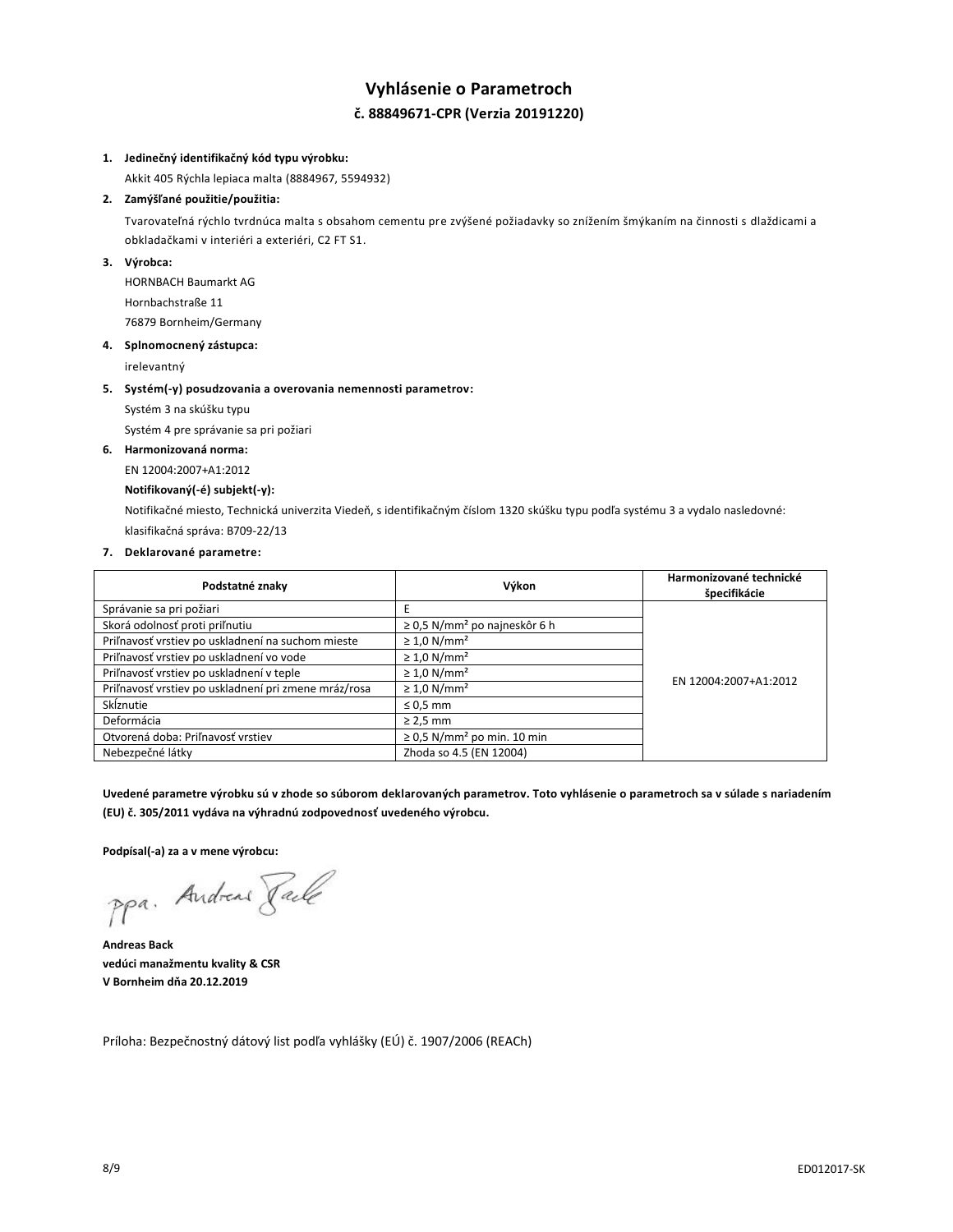# Vyhlásenie o Parametroch

## č. 88849671-CPR (Verzia 20191220)

1. **Jedinečný identifikačný kód typu výrobku:**

   Akkit 405 Rýchla lepiaca malta (8884967, 5594932)

2. **Zamýšľané použitie/použitia:**

   Tvarovateľná rýchlo tvrdnúca malta s obsahom cementu pre zvýšené požiadavky so znížením šmýkaním na činnosti s dlaždicami a obkladačkami v interiéri a exteriéri, C2 FT S1.

3. **Výrobca:**

   HORNBACH Baumarkt AG

   Hornbachstraße 11

   76879 Bornheim/Germany

4. **Splnomocnený zástupca:**

   irelevantný

5. **Systém(-y) posudzovania a overovania nemennosti parametrov:**

   Systém 3 na skúšku typu

   Systém 4 pre správanie sa pri požiari

6. **Harmonizovaná norma:**

   EN 12004:2007+A1:2012

   **Notifikovaný(-é) subjekt(-y):**

   Notifikačné miesto, Technická univerzita Viedeň, s identifikačným číslom 1320 skúšku typu podľa systému 3 a vydalo nasledovné: klasifikačná správa: B709-22/13

7. **Deklarované parametre:**

| Podstatné znaky | Výkon | Harmonizované technické špecifikácie |
|---|---|---|
| Správanie sa pri požiari | E | EN 12004:2007+A1:2012 |
| Skorá odolnosť proti priľnutiu | ≥ 0,5 N/mm² po najneskôr 6 h | |
| Priľnavosť vrstiev po uskladnení na suchom mieste | ≥ 1,0 N/mm² | |
| Priľnavosť vrstiev po uskladnení vo vode | ≥ 1,0 N/mm² | |
| Priľnavosť vrstiev po uskladnení v teple | ≥ 1,0 N/mm² | |
| Priľnavosť vrstiev po uskladnení pri zmene mráz/rosa | ≥ 1,0 N/mm² | |
| Sklznutie | ≤ 0,5 mm | |
| Deformácia | ≥ 2,5 mm | |
| Otvorená doba: Priľnavosť vrstiev | ≥ 0,5 N/mm² po min. 10 min | |
| Nebezpečné látky | Zhoda so 4.5 (EN 12004) | |

**Uvedené parametre výrobku sú v zhode so súborom deklarovaných parametrov. Toto vyhlásenie o parametroch sa v súlade s nariadením (EU) č. 305/2011 vydáva na výhradnú zodpovednosť uvedeného výrobcu.**

**Podpísal(-a) za a v mene výrobcu:**

ppa. Andreas Back

**Andreas Back**
**vedúci manažmentu kvality & CSR**
**V Bornheim dňa 20.12.2019**

Príloha: Bezpečnostný dátový list podľa vyhlášky (EÚ) č. 1907/2006 (REACh)

ED012017-SK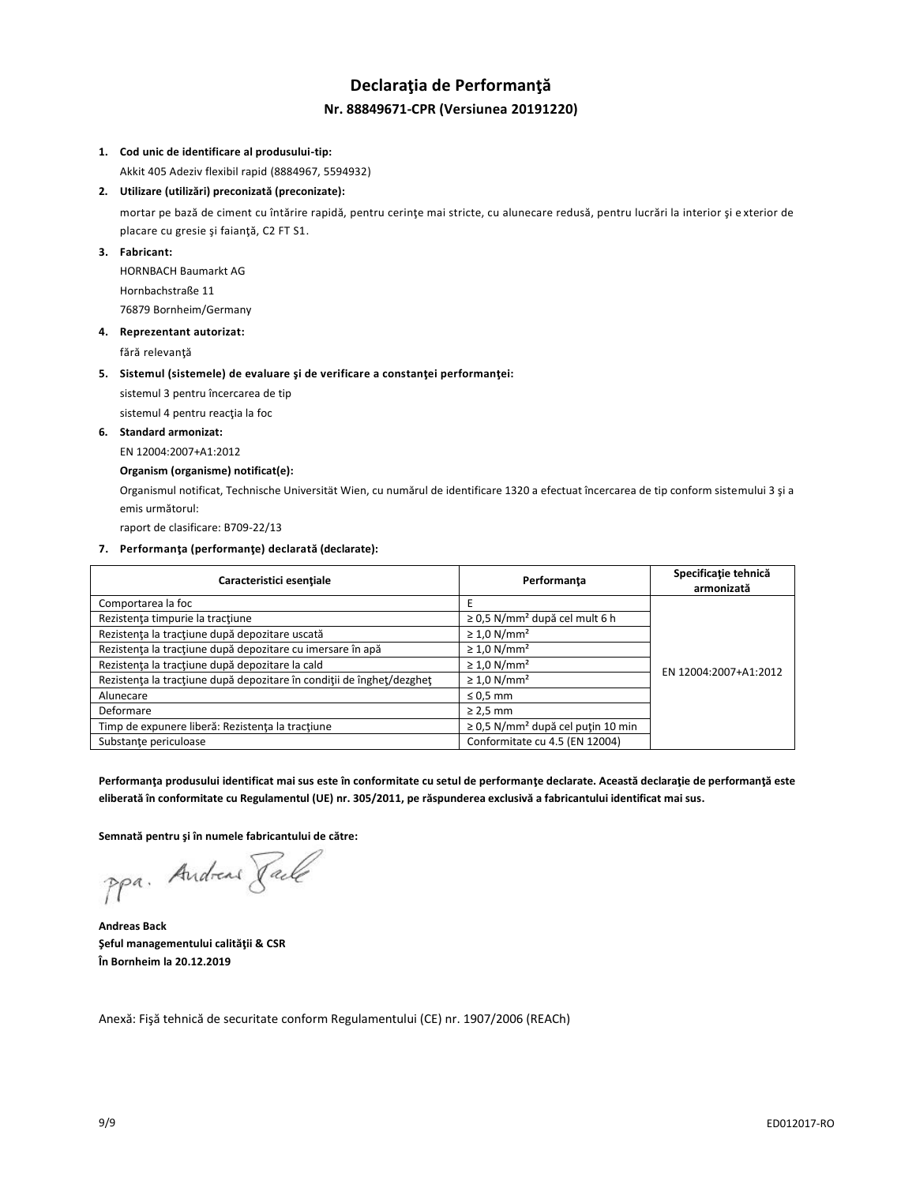# Declaraţia de Performanţă

## Nr. 88849671-CPR (Versiunea 20191220)

1. **Cod unic de identificare al produsului-tip:**

   Akkit 405 Adeziv flexibil rapid (8884967, 5594932)

2. **Utilizare (utilizări) preconizată (preconizate):**

   mortar pe bază de ciment cu întărire rapidă, pentru cerinţe mai stricte, cu alunecare redusă, pentru lucrări la interior şi exterior de placare cu gresie şi faianţă, C2 FT S1.

3. **Fabricant:**

   HORNBACH Baumarkt AG
   Hornbachstraße 11
   76879 Bornheim/Germany

4. **Reprezentant autorizat:**

   fără relevanţă

5. **Sistemul (sistemele) de evaluare şi de verificare a constanţei performanţei:**

   sistemul 3 pentru încercarea de tip
   sistemul 4 pentru reacţia la foc

6. **Standard armonizat:**

   EN 12004:2007+A1:2012

   **Organism (organisme) notificat(e):**

   Organismul notificat, Technische Universität Wien, cu numărul de identificare 1320 a efectuat încercarea de tip conform sistemului 3 şi a emis următorul:
   raport de clasificare: B709-22/13

7. **Performanţa (performanţe) declarată (declarate):**

| Caracteristici esenţiale | Performanţa | Specificaţie tehnică armonizată |
|---|---|---|
| Comportarea la foc | E | EN 12004:2007+A1:2012 |
| Rezistenţa timpurie la tracţiune | ≥ 0,5 N/mm² după cel mult 6 h | |
| Rezistenţa la tracţiune după depozitare uscată | ≥ 1,0 N/mm² | |
| Rezistenţa la tracţiune după depozitare cu imersare în apă | ≥ 1,0 N/mm² | |
| Rezistenţa la tracţiune după depozitare la cald | ≥ 1,0 N/mm² | |
| Rezistenţa la tracţiune după depozitare în condiţii de îngheţ/dezgheţ | ≥ 1,0 N/mm² | |
| Alunecare | ≤ 0,5 mm | |
| Deformare | ≥ 2,5 mm | |
| Timp de expunere liberă: Rezistenţa la tracţiune | ≥ 0,5 N/mm² după cel puţin 10 min | |
| Substanţe periculoase | Conformitate cu 4.5 (EN 12004) | |

**Performanţa produsului identificat mai sus este în conformitate cu setul de performanţe declarate. Această declaraţie de performanţă este eliberată în conformitate cu Regulamentul (UE) nr. 305/2011, pe răspunderea exclusivă a fabricantului identificat mai sus.**

**Semnată pentru şi în numele fabricantului de către:**

ppa. Andreas Back

**Andreas Back**
**Şeful managementului calităţii & CSR**
**În Bornheim la 20.12.2019**

Anexă: Fişă tehnică de securitate conform Regulamentului (CE) nr. 1907/2006 (REACh)

ED012017-RO